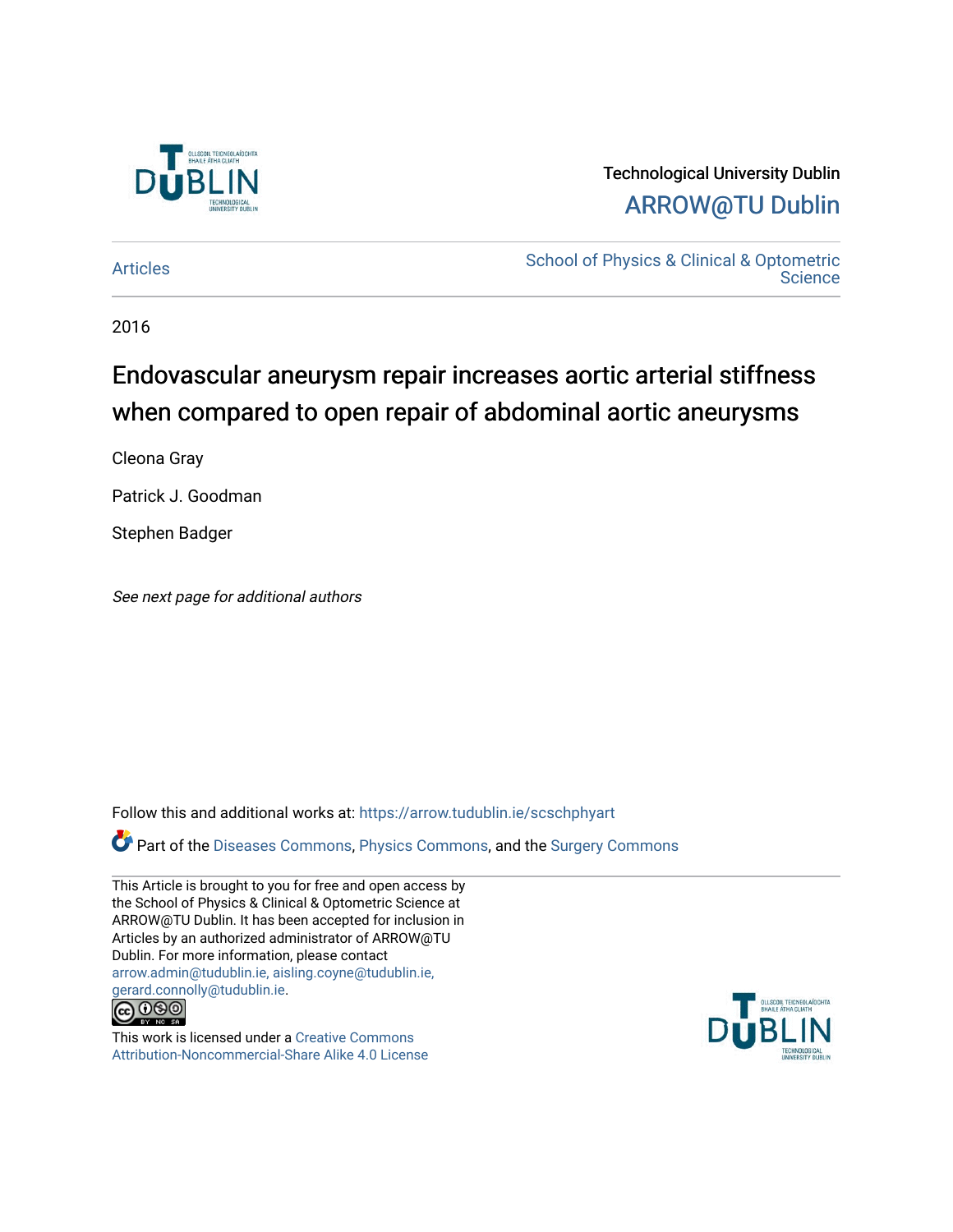Technological University Dublin

ARROW@TU Dublin

Articles

School of Physics & Clinical & Optometric Science

2016

# Endovascular aneurysm repair increases aortic arterial stiffness when compared to open repair of abdominal aortic aneurysms

Cleona Gray

Patrick J. Goodman

Stephen Badger

*See next page for additional authors*

Follow this and additional works at: https://arrow.tudublin.ie/scschphyart

Part of the Diseases Commons, Physics Commons, and the Surgery Commons

This Article is brought to you for free and open access by the School of Physics & Clinical & Optometric Science at ARROW@TU Dublin. It has been accepted for inclusion in Articles by an authorized administrator of ARROW@TU Dublin. For more information, please contact arrow.admin@tudublin.ie, aisling.coyne@tudublin.ie, gerard.connolly@tudublin.ie.

This work is licensed under a Creative Commons Attribution-Noncommercial-Share Alike 4.0 License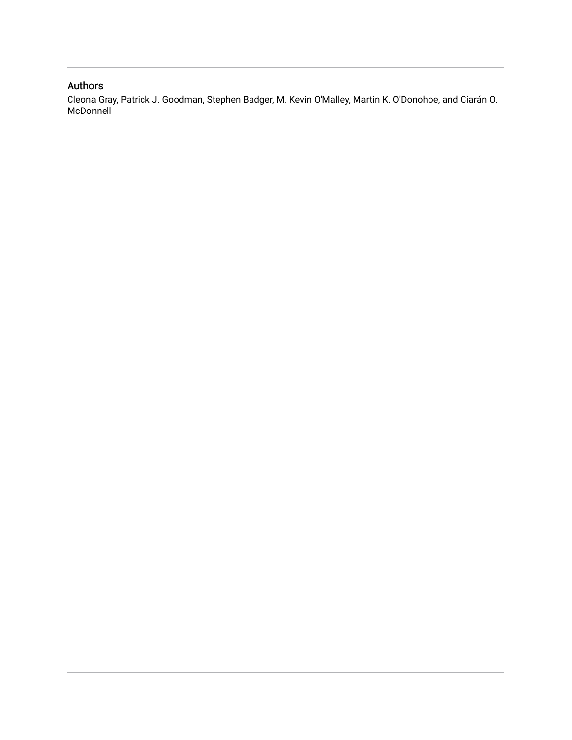## Authors

Cleona Gray, Patrick J. Goodman, Stephen Badger, M. Kevin O'Malley, Martin K. O'Donohoe, and Ciarán O. McDonnell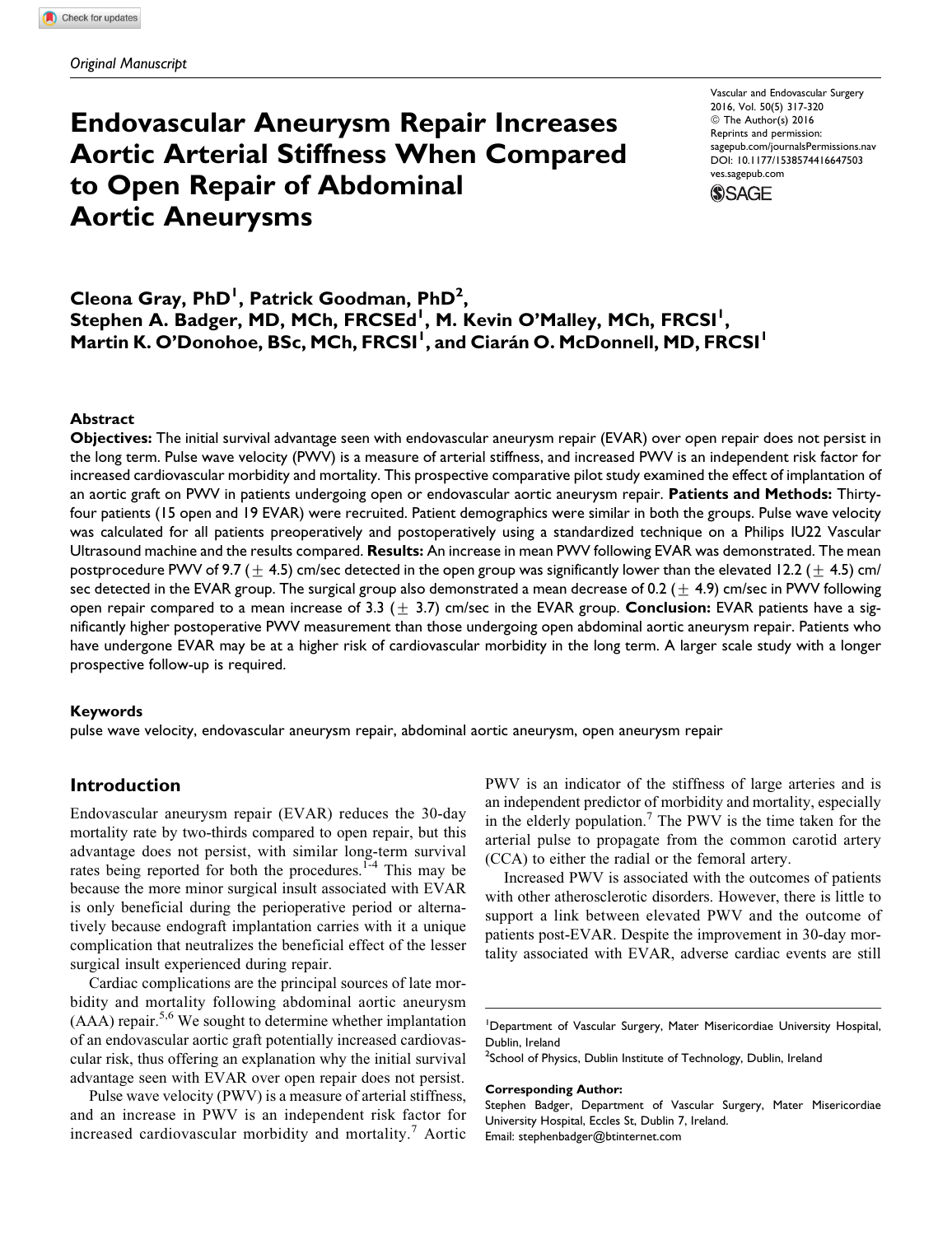*Original Manuscript*

# Endovascular Aneurysm Repair Increases Aortic Arterial Stiffness When Compared to Open Repair of Abdominal Aortic Aneurysms

Cleona Gray, PhD[1], Patrick Goodman, PhD[2], Stephen A. Badger, MD, MCh, FRCSEd[1], M. Kevin O'Malley, MCh, FRCSI[1], Martin K. O'Donohoe, BSc, MCh, FRCSI[1], and Ciarán O. McDonnell, MD, FRCSI[1]

## Abstract

**Objectives:** The initial survival advantage seen with endovascular aneurysm repair (EVAR) over open repair does not persist in the long term. Pulse wave velocity (PWV) is a measure of arterial stiffness, and increased PWV is an independent risk factor for increased cardiovascular morbidity and mortality. This prospective comparative pilot study examined the effect of implantation of an aortic graft on PWV in patients undergoing open or endovascular aortic aneurysm repair. **Patients and Methods:** Thirty-four patients (15 open and 19 EVAR) were recruited. Patient demographics were similar in both the groups. Pulse wave velocity was calculated for all patients preoperatively and postoperatively using a standardized technique on a Philips IU22 Vascular Ultrasound machine and the results compared. **Results:** An increase in mean PWV following EVAR was demonstrated. The mean postprocedure PWV of 9.7 ($\pm$ 4.5) cm/sec detected in the open group was significantly lower than the elevated 12.2 ($\pm$ 4.5) cm/sec detected in the EVAR group. The surgical group also demonstrated a mean decrease of 0.2 ($\pm$ 4.9) cm/sec in PWV following open repair compared to a mean increase of 3.3 ($\pm$ 3.7) cm/sec in the EVAR group. **Conclusion:** EVAR patients have a significantly higher postoperative PWV measurement than those undergoing open abdominal aortic aneurysm repair. Patients who have undergone EVAR may be at a higher risk of cardiovascular morbidity in the long term. A larger scale study with a longer prospective follow-up is required.

### Keywords

pulse wave velocity, endovascular aneurysm repair, abdominal aortic aneurysm, open aneurysm repair

## Introduction

Endovascular aneurysm repair (EVAR) reduces the 30-day mortality rate by two-thirds compared to open repair, but this advantage does not persist, with similar long-term survival rates being reported for both the procedures.[1-4] This may be because the more minor surgical insult associated with EVAR is only beneficial during the perioperative period or alternatively because endograft implantation carries with it a unique complication that neutralizes the beneficial effect of the lesser surgical insult experienced during repair.

Cardiac complications are the principal sources of late morbidity and mortality following abdominal aortic aneurysm (AAA) repair.[5,6] We sought to determine whether implantation of an endovascular aortic graft potentially increased cardiovascular risk, thus offering an explanation why the initial survival advantage seen with EVAR over open repair does not persist.

Pulse wave velocity (PWV) is a measure of arterial stiffness, and an increase in PWV is an independent risk factor for increased cardiovascular morbidity and mortality.[7] Aortic PWV is an indicator of the stiffness of large arteries and is an independent predictor of morbidity and mortality, especially in the elderly population.[7] The PWV is the time taken for the arterial pulse to propagate from the common carotid artery (CCA) to either the radial or the femoral artery.

Increased PWV is associated with the outcomes of patients with other atherosclerotic disorders. However, there is little to support a link between elevated PWV and the outcome of patients post-EVAR. Despite the improvement in 30-day mortality associated with EVAR, adverse cardiac events are still

---

[1]Department of Vascular Surgery, Mater Misericordiae University Hospital, Dublin, Ireland

[2]School of Physics, Dublin Institute of Technology, Dublin, Ireland

**Corresponding Author:**
Stephen Badger, Department of Vascular Surgery, Mater Misericordiae University Hospital, Eccles St, Dublin 7, Ireland.
Email: stephenbadger@btinternet.com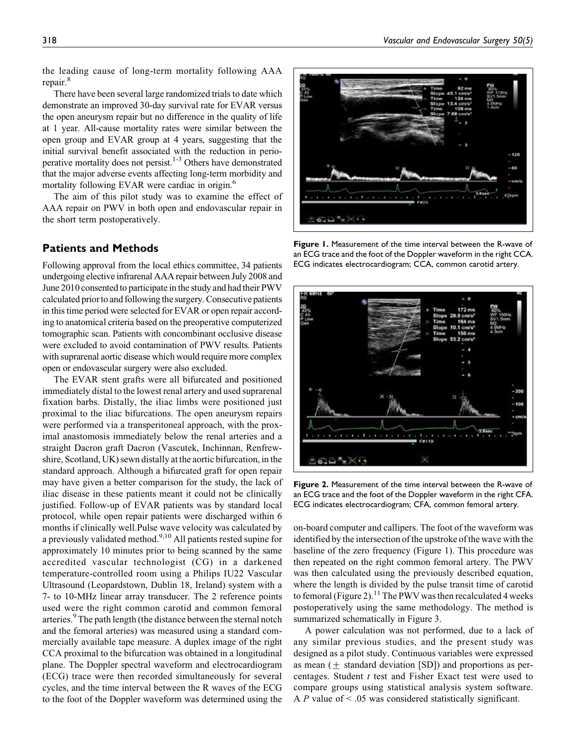the leading cause of long-term mortality following AAA repair.[8]

There have been several large randomized trials to date which demonstrate an improved 30-day survival rate for EVAR versus the open aneurysm repair but no difference in the quality of life at 1 year. All-cause mortality rates were similar between the open group and EVAR group at 4 years, suggesting that the initial survival benefit associated with the reduction in perioperative mortality does not persist.[1-3] Others have demonstrated that the major adverse events affecting long-term morbidity and mortality following EVAR were cardiac in origin.[6]

The aim of this pilot study was to examine the effect of AAA repair on PWV in both open and endovascular repair in the short term postoperatively.

## Patients and Methods

Following approval from the local ethics committee, 34 patients undergoing elective infrarenal AAA repair between July 2008 and June 2010 consented to participate in the study and had their PWV calculated prior to and following the surgery. Consecutive patients in this time period were selected for EVAR or open repair according to anatomical criteria based on the preoperative computerized tomographic scan. Patients with concombinant occlusive disease were excluded to avoid contamination of PWV results. Patients with suprarenal aortic disease which would require more complex open or endovascular surgery were also excluded.

The EVAR stent grafts were all bifurcated and positioned immediately distal to the lowest renal artery and used suprarenal fixation barbs. Distally, the iliac limbs were positioned just proximal to the iliac bifurcations. The open aneurysm repairs were performed via a transperitoneal approach, with the proximal anastomosis immediately below the renal arteries and a straight Dacron graft Dacron (Vascutek, Inchinnan, Renfrewshire, Scotland, UK) sewn distally at the aortic bifurcation, in the standard approach. Although a bifurcated graft for open repair may have given a better comparison for the study, the lack of iliac disease in these patients meant it could not be clinically justified. Follow-up of EVAR patients was by standard local protocol, while open repair patients were discharged within 6 months if clinically well.Pulse wave velocity was calculated by a previously validated method.[9,10] All patients rested supine for approximately 10 minutes prior to being scanned by the same accredited vascular technologist (CG) in a darkened temperature-controlled room using a Philips IU22 Vascular Ultrasound (Leopardstown, Dublin 18, Ireland) system with a 7- to 10-MHz linear array transducer. The 2 reference points used were the right common carotid and common femoral arteries.[9] The path length (the distance between the sternal notch and the femoral arteries) was measured using a standard commercially available tape measure. A duplex image of the right CCA proximal to the bifurcation was obtained in a longitudinal plane. The Doppler spectral waveform and electrocardiogram (ECG) trace were then recorded simultaneously for several cycles, and the time interval between the R waves of the ECG to the foot of the Doppler waveform was determined using the on-board computer and callipers. The foot of the waveform was identified by the intersection of the upstroke of the wave with the baseline of the zero frequency (Figure 1). This procedure was then repeated on the right common femoral artery. The PWV was then calculated using the previously described equation, where the length is divided by the pulse transit time of carotid to femoral (Figure 2).[11] The PWV was then recalculated 4 weeks postoperatively using the same methodology. The method is summarized schematically in Figure 3.

**Figure 1.** Measurement of the time interval between the R-wave of an ECG trace and the foot of the Doppler waveform in the right CCA. ECG indicates electrocardiogram; CCA, common carotid artery.

**Figure 2.** Measurement of the time interval between the R-wave of an ECG trace and the foot of the Doppler waveform in the right CFA. ECG indicates electrocardiogram; CFA, common femoral artery.

A power calculation was not performed, due to a lack of any similar previous studies, and the present study was designed as a pilot study. Continuous variables were expressed as mean ($\pm$ standard deviation [SD]) and proportions as percentages. Student *t* test and Fisher Exact test were used to compare groups using statistical analysis system software. A *P* value of $< .05$ was considered statistically significant.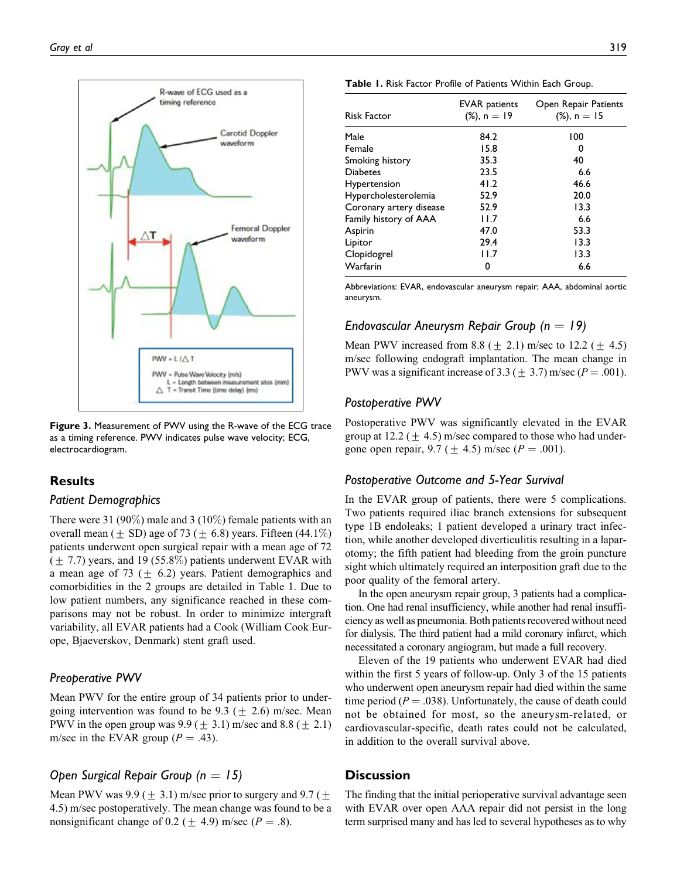Figure 3. Measurement of PWV using the R-wave of the ECG trace as a timing reference. PWV indicates pulse wave velocity; ECG, electrocardiogram.

## Results

### Patient Demographics

There were 31 (90%) male and 3 (10%) female patients with an overall mean (± SD) age of 73 (± 6.8) years. Fifteen (44.1%) patients underwent open surgical repair with a mean age of 72 (± 7.7) years, and 19 (55.8%) patients underwent EVAR with a mean age of 73 (± 6.2) years. Patient demographics and comorbidities in the 2 groups are detailed in Table 1. Due to low patient numbers, any significance reached in these comparisons may not be robust. In order to minimize intergraft variability, all EVAR patients had a Cook (William Cook Europe, Bjaeverskov, Denmark) stent graft used.

### Preoperative PWV

Mean PWV for the entire group of 34 patients prior to undergoing intervention was found to be 9.3 (± 2.6) m/sec. Mean PWV in the open group was 9.9 (± 3.1) m/sec and 8.8 (± 2.1) m/sec in the EVAR group ($P = .43$).

### Open Surgical Repair Group ($n = 15$)

Mean PWV was 9.9 (± 3.1) m/sec prior to surgery and 9.7 (± 4.5) m/sec postoperatively. The mean change was found to be a nonsignificant change of 0.2 (± 4.9) m/sec ($P = .8$).

**Table 1.** Risk Factor Profile of Patients Within Each Group.

| Risk Factor | EVAR patients (%), n = 19 | Open Repair Patients (%), n = 15 |
|---|---|---|
| Male | 84.2 | 100 |
| Female | 15.8 | 0 |
| Smoking history | 35.3 | 40 |
| Diabetes | 23.5 | 6.6 |
| Hypertension | 41.2 | 46.6 |
| Hypercholesterolemia | 52.9 | 20.0 |
| Coronary artery disease | 52.9 | 13.3 |
| Family history of AAA | 11.7 | 6.6 |
| Aspirin | 47.0 | 53.3 |
| Lipitor | 29.4 | 13.3 |
| Clopidogrel | 11.7 | 13.3 |
| Warfarin | 0 | 6.6 |

Abbreviations: EVAR, endovascular aneurysm repair; AAA, abdominal aortic aneurysm.

### Endovascular Aneurysm Repair Group ($n = 19$)

Mean PWV increased from 8.8 (± 2.1) m/sec to 12.2 (± 4.5) m/sec following endograft implantation. The mean change in PWV was a significant increase of 3.3 (± 3.7) m/sec ($P = .001$).

### Postoperative PWV

Postoperative PWV was significantly elevated in the EVAR group at 12.2 (± 4.5) m/sec compared to those who had undergone open repair, 9.7 (± 4.5) m/sec ($P = .001$).

### Postoperative Outcome and 5-Year Survival

In the EVAR group of patients, there were 5 complications. Two patients required iliac branch extensions for subsequent type 1B endoleaks; 1 patient developed a urinary tract infection, while another developed diverticulitis resulting in a laparotomy; the fifth patient had bleeding from the groin puncture sight which ultimately required an interposition graft due to the poor quality of the femoral artery.

In the open aneurysm repair group, 3 patients had a complication. One had renal insufficiency, while another had renal insufficiency as well as pneumonia. Both patients recovered without need for dialysis. The third patient had a mild coronary infarct, which necessitated a coronary angiogram, but made a full recovery.

Eleven of the 19 patients who underwent EVAR had died within the first 5 years of follow-up. Only 3 of the 15 patients who underwent open aneurysm repair had died within the same time period ($P = .038$). Unfortunately, the cause of death could not be obtained for most, so the aneurysm-related, or cardiovascular-specific, death rates could not be calculated, in addition to the overall survival above.

## Discussion

The finding that the initial perioperative survival advantage seen with EVAR over open AAA repair did not persist in the long term surprised many and has led to several hypotheses as to why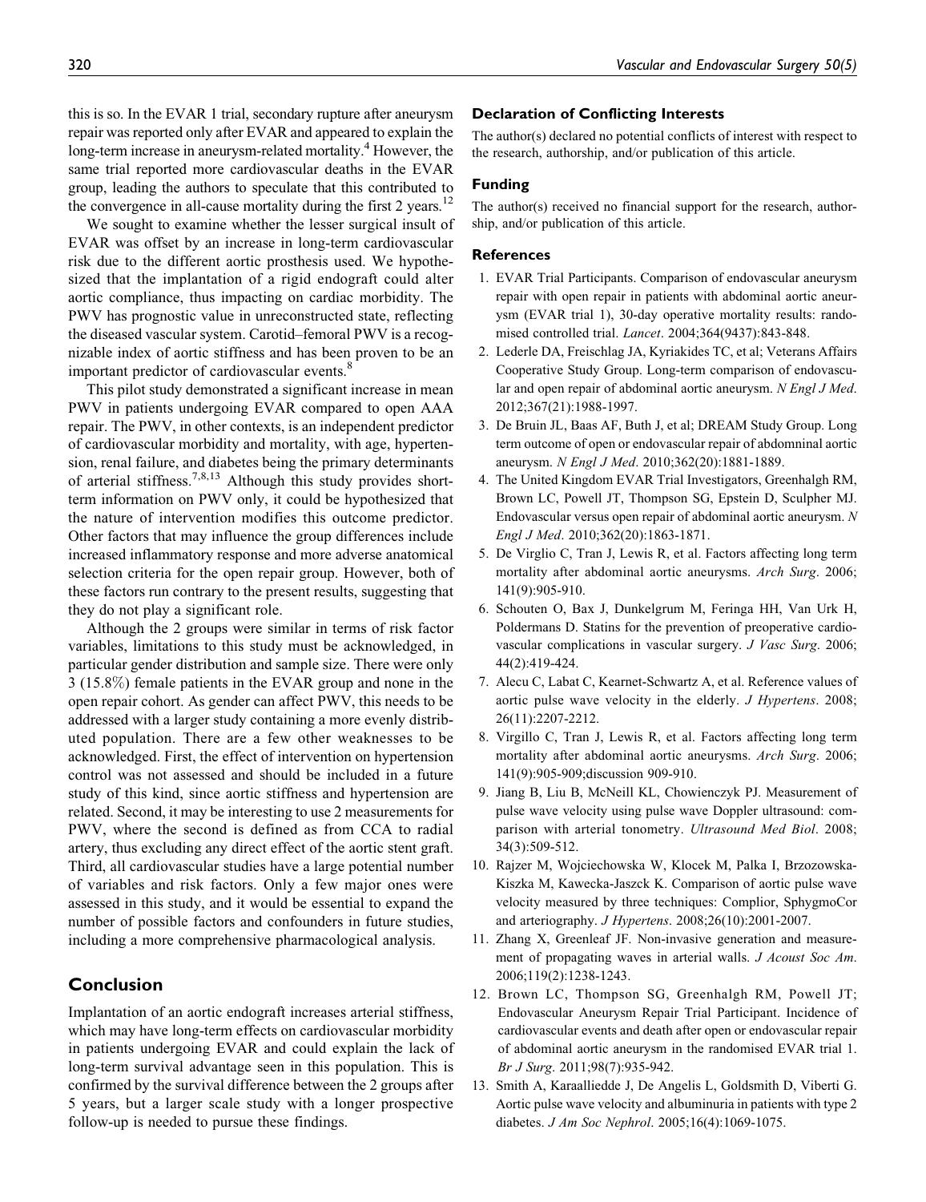this is so. In the EVAR 1 trial, secondary rupture after aneurysm repair was reported only after EVAR and appeared to explain the long-term increase in aneurysm-related mortality.[4] However, the same trial reported more cardiovascular deaths in the EVAR group, leading the authors to speculate that this contributed to the convergence in all-cause mortality during the first 2 years.[12]

We sought to examine whether the lesser surgical insult of EVAR was offset by an increase in long-term cardiovascular risk due to the different aortic prosthesis used. We hypothesized that the implantation of a rigid endograft could alter aortic compliance, thus impacting on cardiac morbidity. The PWV has prognostic value in unreconstructed state, reflecting the diseased vascular system. Carotid–femoral PWV is a recognizable index of aortic stiffness and has been proven to be an important predictor of cardiovascular events.[8]

This pilot study demonstrated a significant increase in mean PWV in patients undergoing EVAR compared to open AAA repair. The PWV, in other contexts, is an independent predictor of cardiovascular morbidity and mortality, with age, hypertension, renal failure, and diabetes being the primary determinants of arterial stiffness.[7,8,13] Although this study provides short-term information on PWV only, it could be hypothesized that the nature of intervention modifies this outcome predictor. Other factors that may influence the group differences include increased inflammatory response and more adverse anatomical selection criteria for the open repair group. However, both of these factors run contrary to the present results, suggesting that they do not play a significant role.

Although the 2 groups were similar in terms of risk factor variables, limitations to this study must be acknowledged, in particular gender distribution and sample size. There were only 3 (15.8%) female patients in the EVAR group and none in the open repair cohort. As gender can affect PWV, this needs to be addressed with a larger study containing a more evenly distributed population. There are a few other weaknesses to be acknowledged. First, the effect of intervention on hypertension control was not assessed and should be included in a future study of this kind, since aortic stiffness and hypertension are related. Second, it may be interesting to use 2 measurements for PWV, where the second is defined as from CCA to radial artery, thus excluding any direct effect of the aortic stent graft. Third, all cardiovascular studies have a large potential number of variables and risk factors. Only a few major ones were assessed in this study, and it would be essential to expand the number of possible factors and confounders in future studies, including a more comprehensive pharmacological analysis.

## Conclusion

Implantation of an aortic endograft increases arterial stiffness, which may have long-term effects on cardiovascular morbidity in patients undergoing EVAR and could explain the lack of long-term survival advantage seen in this population. This is confirmed by the survival difference between the 2 groups after 5 years, but a larger scale study with a longer prospective follow-up is needed to pursue these findings.

### Declaration of Conflicting Interests

The author(s) declared no potential conflicts of interest with respect to the research, authorship, and/or publication of this article.

### Funding

The author(s) received no financial support for the research, authorship, and/or publication of this article.

### References

1. EVAR Trial Participants. Comparison of endovascular aneurysm repair with open repair in patients with abdominal aortic aneurysm (EVAR trial 1), 30-day operative mortality results: randomised controlled trial. *Lancet*. 2004;364(9437):843-848.
2. Lederle DA, Freischlag JA, Kyriakides TC, et al; Veterans Affairs Cooperative Study Group. Long-term comparison of endovascular and open repair of abdominal aortic aneurysm. *N Engl J Med*. 2012;367(21):1988-1997.
3. De Bruin JL, Baas AF, Buth J, et al; DREAM Study Group. Long term outcome of open or endovascular repair of abdomninal aortic aneurysm. *N Engl J Med*. 2010;362(20):1881-1889.
4. The United Kingdom EVAR Trial Investigators, Greenhalgh RM, Brown LC, Powell JT, Thompson SG, Epstein D, Sculpher MJ. Endovascular versus open repair of abdominal aortic aneurysm. *N Engl J Med*. 2010;362(20):1863-1871.
5. De Virglio C, Tran J, Lewis R, et al. Factors affecting long term mortality after abdominal aortic aneurysms. *Arch Surg*. 2006; 141(9):905-910.
6. Schouten O, Bax J, Dunkelgrum M, Feringa HH, Van Urk H, Poldermans D. Statins for the prevention of preoperative cardiovascular complications in vascular surgery. *J Vasc Surg*. 2006; 44(2):419-424.
7. Alecu C, Labat C, Kearnet-Schwartz A, et al. Reference values of aortic pulse wave velocity in the elderly. *J Hypertens*. 2008; 26(11):2207-2212.
8. Virgillo C, Tran J, Lewis R, et al. Factors affecting long term mortality after abdominal aortic aneurysms. *Arch Surg*. 2006; 141(9):905-909;discussion 909-910.
9. Jiang B, Liu B, McNeill KL, Chowienczyk PJ. Measurement of pulse wave velocity using pulse wave Doppler ultrasound: comparison with arterial tonometry. *Ultrasound Med Biol*. 2008; 34(3):509-512.
10. Rajzer M, Wojciechowska W, Klocek M, Palka I, Brzozowska-Kiszka M, Kawecka-Jaszck K. Comparison of aortic pulse wave velocity measured by three techniques: Complior, SphygmoCor and arteriography. *J Hypertens*. 2008;26(10):2001-2007.
11. Zhang X, Greenleaf JF. Non-invasive generation and measurement of propagating waves in arterial walls. *J Acoust Soc Am*. 2006;119(2):1238-1243.
12. Brown LC, Thompson SG, Greenhalgh RM, Powell JT; Endovascular Aneurysm Repair Trial Participant. Incidence of cardiovascular events and death after open or endovascular repair of abdominal aortic aneurysm in the randomised EVAR trial 1. *Br J Surg*. 2011;98(7):935-942.
13. Smith A, Karaalliedde J, De Angelis L, Goldsmith D, Viberti G. Aortic pulse wave velocity and albuminuria in patients with type 2 diabetes. *J Am Soc Nephrol*. 2005;16(4):1069-1075.